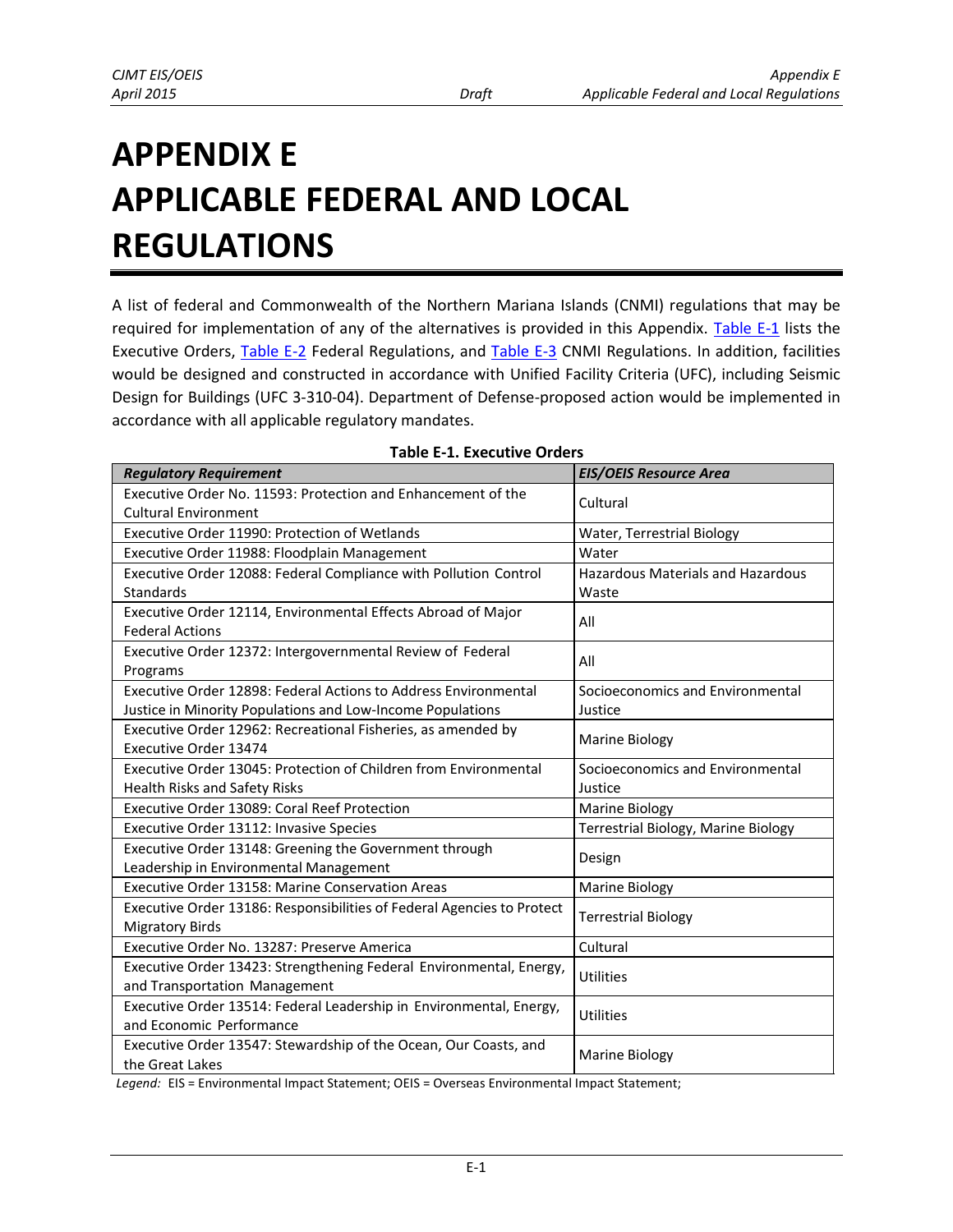# APPENDIX E APPLICABLE FEDERAL AND LOCAL REGULATIONS

A list of federal and Commonwealth of the Northern Mariana Islands (CNMI) regulations that may be required for implementation of any of the alternatives is provided in this Appendix. Table E-1 lists the Executive Orders, Table E-2 Federal Regulations, and Table E-3 CNMI Regulations. In addition, facilities would be designed and constructed in accordance with Unified Facility Criteria (UFC), including Seismic Design for Buildings (UFC 3-310-04). Department of Defense-proposed action would be implemented in accordance with all applicable regulatory mandates.

**Table E-1. Executive Orders**

| *Regulatory Requirement* | *EIS/OEIS Resource Area* |
|---|---|
| Executive Order No. 11593: Protection and Enhancement of the Cultural Environment | Cultural |
| Executive Order 11990: Protection of Wetlands | Water, Terrestrial Biology |
| Executive Order 11988: Floodplain Management | Water |
| Executive Order 12088: Federal Compliance with Pollution Control Standards | Hazardous Materials and Hazardous Waste |
| Executive Order 12114, Environmental Effects Abroad of Major Federal Actions | All |
| Executive Order 12372: Intergovernmental Review of Federal Programs | All |
| Executive Order 12898: Federal Actions to Address Environmental Justice in Minority Populations and Low-Income Populations | Socioeconomics and Environmental Justice |
| Executive Order 12962: Recreational Fisheries, as amended by Executive Order 13474 | Marine Biology |
| Executive Order 13045: Protection of Children from Environmental Health Risks and Safety Risks | Socioeconomics and Environmental Justice |
| Executive Order 13089: Coral Reef Protection | Marine Biology |
| Executive Order 13112: Invasive Species | Terrestrial Biology, Marine Biology |
| Executive Order 13148: Greening the Government through Leadership in Environmental Management | Design |
| Executive Order 13158: Marine Conservation Areas | Marine Biology |
| Executive Order 13186: Responsibilities of Federal Agencies to Protect Migratory Birds | Terrestrial Biology |
| Executive Order No. 13287: Preserve America | Cultural |
| Executive Order 13423: Strengthening Federal Environmental, Energy, and Transportation Management | Utilities |
| Executive Order 13514: Federal Leadership in Environmental, Energy, and Economic Performance | Utilities |
| Executive Order 13547: Stewardship of the Ocean, Our Coasts, and the Great Lakes | Marine Biology |

*Legend:* EIS = Environmental Impact Statement; OEIS = Overseas Environmental Impact Statement;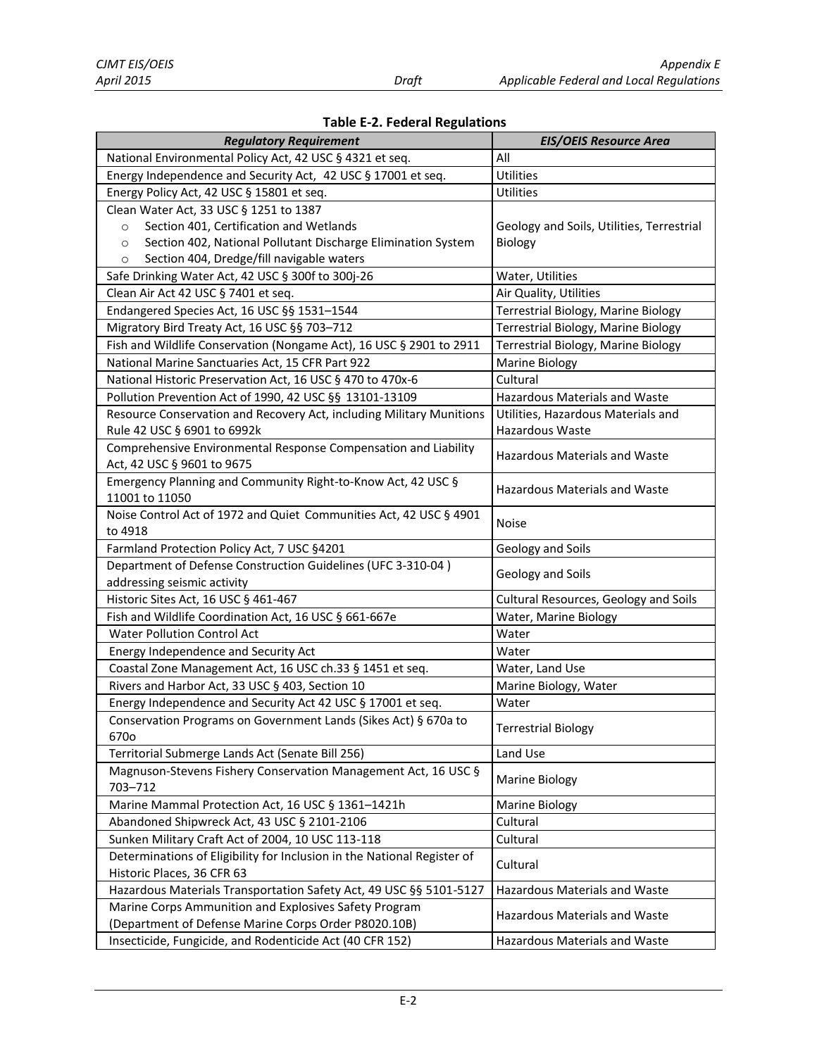**Table E-2. Federal Regulations**

| *Regulatory Requirement* | *EIS/OEIS Resource Area* |
|---|---|
| National Environmental Policy Act, 42 USC § 4321 et seq. | All |
| Energy Independence and Security Act, 42 USC § 17001 et seq. | Utilities |
| Energy Policy Act, 42 USC § 15801 et seq. | Utilities |
| Clean Water Act, 33 USC § 1251 to 1387<br>○ Section 401, Certification and Wetlands<br>○ Section 402, National Pollutant Discharge Elimination System<br>○ Section 404, Dredge/fill navigable waters | Geology and Soils, Utilities, Terrestrial Biology |
| Safe Drinking Water Act, 42 USC § 300f to 300j-26 | Water, Utilities |
| Clean Air Act 42 USC § 7401 et seq. | Air Quality, Utilities |
| Endangered Species Act, 16 USC §§ 1531–1544 | Terrestrial Biology, Marine Biology |
| Migratory Bird Treaty Act, 16 USC §§ 703–712 | Terrestrial Biology, Marine Biology |
| Fish and Wildlife Conservation (Nongame Act), 16 USC § 2901 to 2911 | Terrestrial Biology, Marine Biology |
| National Marine Sanctuaries Act, 15 CFR Part 922 | Marine Biology |
| National Historic Preservation Act, 16 USC § 470 to 470x-6 | Cultural |
| Pollution Prevention Act of 1990, 42 USC §§ 13101-13109 | Hazardous Materials and Waste |
| Resource Conservation and Recovery Act, including Military Munitions Rule 42 USC § 6901 to 6992k | Utilities, Hazardous Materials and Hazardous Waste |
| Comprehensive Environmental Response Compensation and Liability Act, 42 USC § 9601 to 9675 | Hazardous Materials and Waste |
| Emergency Planning and Community Right-to-Know Act, 42 USC § 11001 to 11050 | Hazardous Materials and Waste |
| Noise Control Act of 1972 and Quiet Communities Act, 42 USC § 4901 to 4918 | Noise |
| Farmland Protection Policy Act, 7 USC §4201 | Geology and Soils |
| Department of Defense Construction Guidelines (UFC 3-310-04 ) addressing seismic activity | Geology and Soils |
| Historic Sites Act, 16 USC § 461-467 | Cultural Resources, Geology and Soils |
| Fish and Wildlife Coordination Act, 16 USC § 661-667e | Water, Marine Biology |
| Water Pollution Control Act | Water |
| Energy Independence and Security Act | Water |
| Coastal Zone Management Act, 16 USC ch.33 § 1451 et seq. | Water, Land Use |
| Rivers and Harbor Act, 33 USC § 403, Section 10 | Marine Biology, Water |
| Energy Independence and Security Act 42 USC § 17001 et seq. | Water |
| Conservation Programs on Government Lands (Sikes Act) § 670a to 670o | Terrestrial Biology |
| Territorial Submerge Lands Act (Senate Bill 256) | Land Use |
| Magnuson-Stevens Fishery Conservation Management Act, 16 USC § 703–712 | Marine Biology |
| Marine Mammal Protection Act, 16 USC § 1361–1421h | Marine Biology |
| Abandoned Shipwreck Act, 43 USC § 2101-2106 | Cultural |
| Sunken Military Craft Act of 2004, 10 USC 113-118 | Cultural |
| Determinations of Eligibility for Inclusion in the National Register of Historic Places, 36 CFR 63 | Cultural |
| Hazardous Materials Transportation Safety Act, 49 USC §§ 5101-5127 | Hazardous Materials and Waste |
| Marine Corps Ammunition and Explosives Safety Program (Department of Defense Marine Corps Order P8020.10B) | Hazardous Materials and Waste |
| Insecticide, Fungicide, and Rodenticide Act (40 CFR 152) | Hazardous Materials and Waste |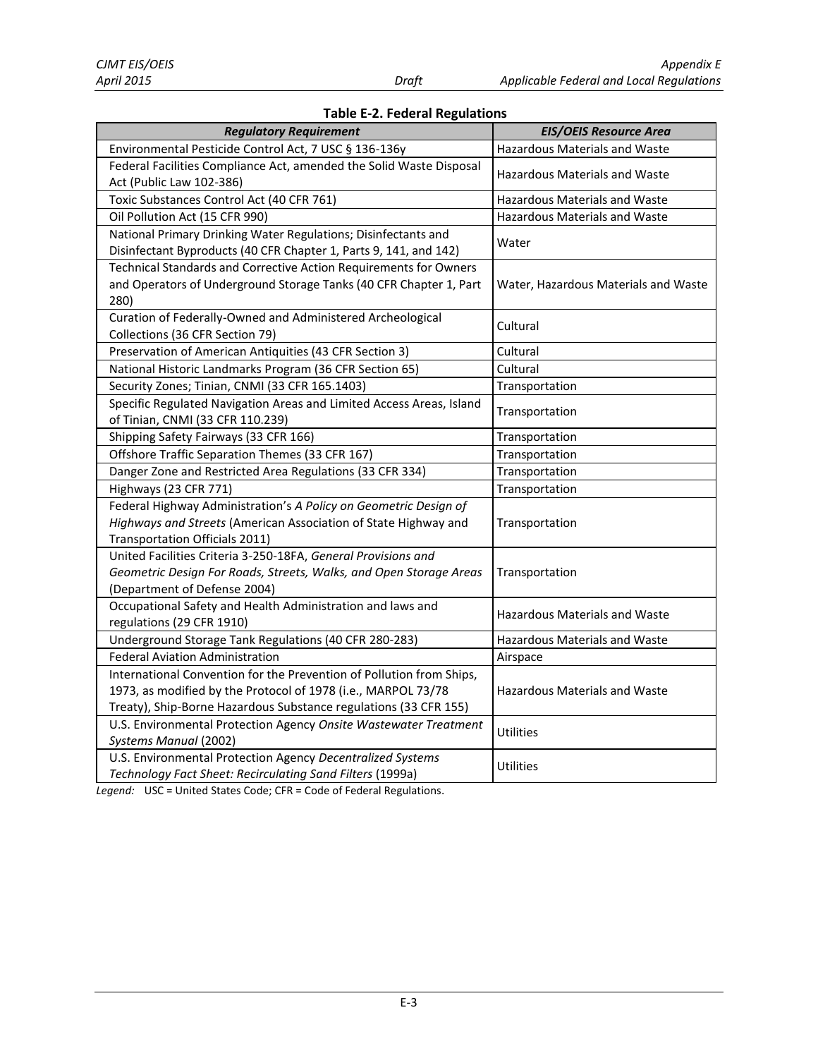**Table E-2. Federal Regulations**

| *Regulatory Requirement* | *EIS/OEIS Resource Area* |
| --- | --- |
| Environmental Pesticide Control Act, 7 USC § 136-136y | Hazardous Materials and Waste |
| Federal Facilities Compliance Act, amended the Solid Waste Disposal Act (Public Law 102-386) | Hazardous Materials and Waste |
| Toxic Substances Control Act (40 CFR 761) | Hazardous Materials and Waste |
| Oil Pollution Act (15 CFR 990) | Hazardous Materials and Waste |
| National Primary Drinking Water Regulations; Disinfectants and Disinfectant Byproducts (40 CFR Chapter 1, Parts 9, 141, and 142) | Water |
| Technical Standards and Corrective Action Requirements for Owners and Operators of Underground Storage Tanks (40 CFR Chapter 1, Part 280) | Water, Hazardous Materials and Waste |
| Curation of Federally-Owned and Administered Archeological Collections (36 CFR Section 79) | Cultural |
| Preservation of American Antiquities (43 CFR Section 3) | Cultural |
| National Historic Landmarks Program (36 CFR Section 65) | Cultural |
| Security Zones; Tinian, CNMI (33 CFR 165.1403) | Transportation |
| Specific Regulated Navigation Areas and Limited Access Areas, Island of Tinian, CNMI (33 CFR 110.239) | Transportation |
| Shipping Safety Fairways (33 CFR 166) | Transportation |
| Offshore Traffic Separation Themes (33 CFR 167) | Transportation |
| Danger Zone and Restricted Area Regulations (33 CFR 334) | Transportation |
| Highways (23 CFR 771) | Transportation |
| Federal Highway Administration's *A Policy on Geometric Design of Highways and Streets* (American Association of State Highway and Transportation Officials 2011) | Transportation |
| United Facilities Criteria 3-250-18FA, *General Provisions and Geometric Design For Roads, Streets, Walks, and Open Storage Areas* (Department of Defense 2004) | Transportation |
| Occupational Safety and Health Administration and laws and regulations (29 CFR 1910) | Hazardous Materials and Waste |
| Underground Storage Tank Regulations (40 CFR 280-283) | Hazardous Materials and Waste |
| Federal Aviation Administration | Airspace |
| International Convention for the Prevention of Pollution from Ships, 1973, as modified by the Protocol of 1978 (i.e., MARPOL 73/78 Treaty), Ship-Borne Hazardous Substance regulations (33 CFR 155) | Hazardous Materials and Waste |
| U.S. Environmental Protection Agency *Onsite Wastewater Treatment Systems Manual* (2002) | Utilities |
| U.S. Environmental Protection Agency *Decentralized Systems Technology Fact Sheet: Recirculating Sand Filters* (1999a) | Utilities |

*Legend:* USC = United States Code; CFR = Code of Federal Regulations.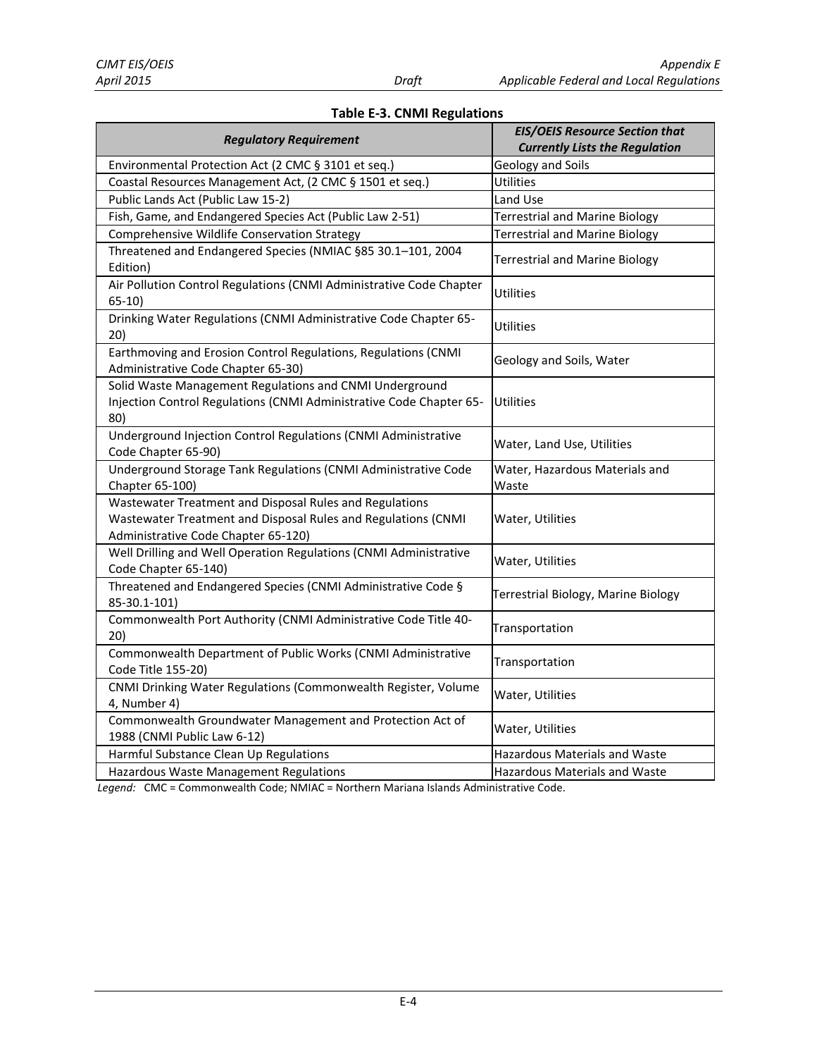**Table E-3. CNMI Regulations**

| *Regulatory Requirement* | *EIS/OEIS Resource Section that Currently Lists the Regulation* |
|---|---|
| Environmental Protection Act (2 CMC § 3101 et seq.) | Geology and Soils |
| Coastal Resources Management Act, (2 CMC § 1501 et seq.) | Utilities |
| Public Lands Act (Public Law 15-2) | Land Use |
| Fish, Game, and Endangered Species Act (Public Law 2-51) | Terrestrial and Marine Biology |
| Comprehensive Wildlife Conservation Strategy | Terrestrial and Marine Biology |
| Threatened and Endangered Species (NMIAC §85 30.1–101, 2004 Edition) | Terrestrial and Marine Biology |
| Air Pollution Control Regulations (CNMI Administrative Code Chapter 65-10) | Utilities |
| Drinking Water Regulations (CNMI Administrative Code Chapter 65-20) | Utilities |
| Earthmoving and Erosion Control Regulations, Regulations (CNMI Administrative Code Chapter 65-30) | Geology and Soils, Water |
| Solid Waste Management Regulations and CNMI Underground Injection Control Regulations (CNMI Administrative Code Chapter 65-80) | Utilities |
| Underground Injection Control Regulations (CNMI Administrative Code Chapter 65-90) | Water, Land Use, Utilities |
| Underground Storage Tank Regulations (CNMI Administrative Code Chapter 65-100) | Water, Hazardous Materials and Waste |
| Wastewater Treatment and Disposal Rules and Regulations Wastewater Treatment and Disposal Rules and Regulations (CNMI Administrative Code Chapter 65-120) | Water, Utilities |
| Well Drilling and Well Operation Regulations (CNMI Administrative Code Chapter 65-140) | Water, Utilities |
| Threatened and Endangered Species (CNMI Administrative Code § 85-30.1-101) | Terrestrial Biology, Marine Biology |
| Commonwealth Port Authority (CNMI Administrative Code Title 40-20) | Transportation |
| Commonwealth Department of Public Works (CNMI Administrative Code Title 155-20) | Transportation |
| CNMI Drinking Water Regulations (Commonwealth Register, Volume 4, Number 4) | Water, Utilities |
| Commonwealth Groundwater Management and Protection Act of 1988 (CNMI Public Law 6-12) | Water, Utilities |
| Harmful Substance Clean Up Regulations | Hazardous Materials and Waste |
| Hazardous Waste Management Regulations | Hazardous Materials and Waste |

*Legend:* CMC = Commonwealth Code; NMIAC = Northern Mariana Islands Administrative Code.